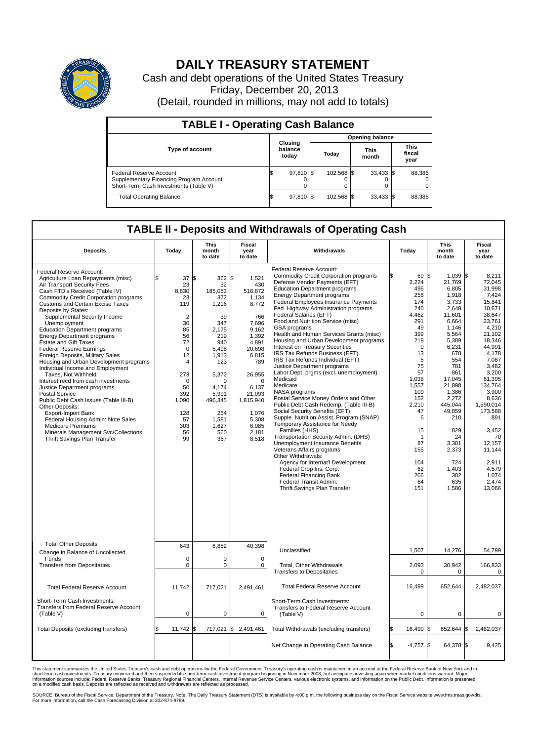# DAILY TREASURY STATEMENT

Cash and debt operations of the United States Treasury

Friday, December 20, 2013

(Detail, rounded in millions, may not add to totals)

## TABLE I - Operating Cash Balance

| Type of account | Closing balance today | Opening balance Today | Opening balance This month | Opening balance This fiscal year |
|---|---|---|---|---|
| Federal Reserve Account | $ 97,810 | $ 102,568 | $ 33,433 | $ 88,386 |
| Supplementary Financing Program Account | 0 | 0 | 0 | 0 |
| Short-Term Cash Investments (Table V) | 0 | 0 | 0 | 0 |
| Total Operating Balance | $ 97,810 | $ 102,568 | $ 33,433 | $ 88,386 |

## TABLE II - Deposits and Withdrawals of Operating Cash

| Deposits | Today | This month to date | Fiscal year to date |
|---|---|---|---|
| Federal Reserve Account: | | | |
| Agriculture Loan Repayments (misc) | $ 37 | $ 362 | $ 1,521 |
| Air Transport Security Fees | 23 | 32 | 430 |
| Cash FTD's Received (Table IV) | 8,830 | 185,053 | 516,872 |
| Commodity Credit Corporation programs | 23 | 372 | 1,134 |
| Customs and Certain Excise Taxes | 119 | 1,216 | 8,772 |
| Deposits by States: | | | |
| Supplemental Security Income | 2 | 39 | 766 |
| Unemployment | 30 | 347 | 7,696 |
| Education Department programs | 85 | 2,175 | 9,162 |
| Energy Department programs | 56 | 219 | 1,392 |
| Estate and Gift Taxes | 72 | 940 | 4,891 |
| Federal Reserve Earnings | 0 | 5,498 | 20,698 |
| Foreign Deposits, Military Sales | 12 | 1,913 | 6,815 |
| Housing and Urban Development programs | 4 | 123 | 789 |
| Individual Income and Employment Taxes, Not Withheld | 273 | 5,372 | 26,955 |
| Interest recd from cash investments | 0 | 0 | 0 |
| Justice Department programs | 50 | 4,174 | 6,137 |
| Postal Service | 392 | 5,991 | 21,093 |
| Public Debt Cash Issues (Table III-B) | 1,090 | 496,345 | 1,815,940 |
| Other Deposits: | | | |
| Export-Import Bank | 128 | 264 | 1,076 |
| Federal Housing Admin: Note Sales | 57 | 1,581 | 5,308 |
| Medicare Premiums | 303 | 1,627 | 6,085 |
| Minerals Management Svc/Collections | 56 | 560 | 2,181 |
| Thrift Savings Plan Transfer | 99 | 367 | 8,518 |
| Total Other Deposits | 643 | 6,852 | 40,398 |
| Change in Balance of Uncollected Funds | 0 | 0 | 0 |
| Transfers from Depositaries | 0 | 0 | 0 |
| Total Federal Reserve Account | 11,742 | 717,021 | 2,491,461 |
| Short-Term Cash Investments: Transfers from Federal Reserve Account (Table V) | 0 | 0 | 0 |
| Total Deposits (excluding transfers) | $ 11,742 | $ 717,021 | $ 2,491,461 |

| Withdrawals | Today | This month to date | Fiscal year to date |
|---|---|---|---|
| Federal Reserve Account: | | | |
| Commodity Credit Corporation programs | $ 69 | $ 1,039 | $ 8,211 |
| Defense Vendor Payments (EFT) | 2,224 | 21,769 | 72,045 |
| Education Department programs | 496 | 6,805 | 31,998 |
| Energy Department programs | 256 | 1,918 | 7,424 |
| Federal Employees Insurance Payments | 174 | 3,733 | 15,841 |
| Fed. Highway Administration programs | 240 | 2,648 | 10,671 |
| Federal Salaries (EFT) | 4,462 | 11,601 | 38,647 |
| Food and Nutrition Service (misc) | 291 | 6,664 | 23,761 |
| GSA programs | 49 | 1,146 | 4,210 |
| Health and Human Services Grants (misc) | 399 | 5,564 | 21,102 |
| Housing and Urban Development programs | 219 | 5,389 | 18,346 |
| Interest on Treasury Securities | 0 | 6,231 | 44,991 |
| IRS Tax Refunds Business (EFT) | 13 | 678 | 4,178 |
| IRS Tax Refunds Individual (EFT) | 5 | 554 | 7,087 |
| Justice Department programs | 75 | 781 | 3,482 |
| Labor Dept. prgms (excl. unemployment) | 57 | 861 | 3,200 |
| Medicaid | 1,038 | 17,045 | 61,395 |
| Medicare | 1,557 | 21,898 | 134,764 |
| NASA programs | 109 | 1,386 | 3,900 |
| Postal Service Money Orders and Other | 152 | 2,272 | 8,636 |
| Public Debt Cash Redemp. (Table III-B) | 2,210 | 445,044 | 1,590,014 |
| Social Security Benefits (EFT) | 47 | 49,859 | 173,588 |
| Supple. Nutrition Assist. Program (SNAP) | 6 | 210 | 891 |
| Temporary Assistance for Needy Families (HHS) | 15 | 829 | 3,452 |
| Transportation Security Admin. (DHS) | 1 | 24 | 70 |
| Unemployment Insurance Benefits | 87 | 3,381 | 12,157 |
| Veterans Affairs programs | 155 | 2,373 | 11,144 |
| Other Withdrawals: | | | |
| Agency for Internat'l Development | 104 | 724 | 2,911 |
| Federal Crop Ins. Corp. | 62 | 1,403 | 4,579 |
| Federal Financing Bank | 206 | 382 | 1,074 |
| Federal Transit Admin. | 64 | 635 | 2,474 |
| Thrift Savings Plan Transfer | 151 | 1,586 | 13,066 |
| Unclassified | 1,507 | 14,276 | 54,799 |
| Total, Other Withdrawals | 2,093 | 30,942 | 166,833 |
| Transfers to Depositaries | 0 | 0 | 0 |
| Total Federal Reserve Account | 16,499 | 652,644 | 2,482,037 |
| Short-Term Cash Investments: Transfers to Federal Reserve Account (Table V) | 0 | 0 | 0 |
| Total Withdrawals (excluding transfers) | $ 16,499 | $ 652,644 | $ 2,482,037 |
| Net Change in Operating Cash Balance | $ -4,757 | $ 64,378 | $ 9,425 |

This statement summarizes the United States Treasury's cash and debt operations for the Federal Government. Treasury's operating cash is maintained in an account at the Federal Reserve Bank of New York and in short-term cash investments. Treasury minimized and then suspended its short-term cash investment program beginning in November 2008, but anticipates investing again when market conditions warrant. Major information sources include: Federal Reserve Banks, Treasury Regional Financial Centers, Internal Revenue Service Centers, various electronic systems, and information on the Public Debt. Information is presented on a modified cash basis. Deposits are reflected as received and withdrawals are reflected as processed.

SOURCE: Bureau of the Fiscal Service, Department of the Treasury. Note: The Daily Treasury Statement (DTS) is available by 4:00 p.m. the following business day on the Fiscal Service website www.fms.treas.gov/dts. For more information, call the Cash Forecasting Division at 202-874-9789.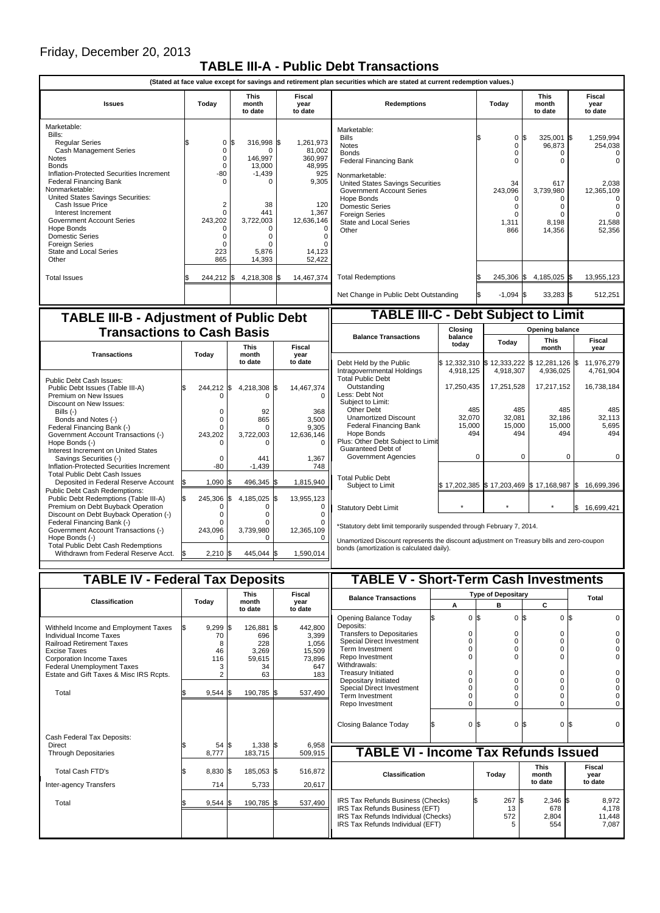Friday, December 20, 2013

# TABLE III-A - Public Debt Transactions

(Stated at face value except for savings and retirement plan securities which are stated at current redemption values.)

| Issues | Today | This month to date | Fiscal year to date |
|---|---|---|---|
| Marketable: | | | |
| Bills: | | | |
| Regular Series | $ 0 | $ 316,998 | $ 1,261,973 |
| Cash Management Series | 0 | 0 | 81,002 |
| Notes | 0 | 146,997 | 360,997 |
| Bonds | 0 | 13,000 | 48,995 |
| Inflation-Protected Securities Increment | -80 | -1,439 | 925 |
| Federal Financing Bank | 0 | 0 | 9,305 |
| Nonmarketable: | | | |
| United States Savings Securities: | | | |
| Cash Issue Price | 2 | 38 | 120 |
| Interest Increment | 0 | 441 | 1,367 |
| Government Account Series | 243,202 | 3,722,003 | 12,636,146 |
| Hope Bonds | 0 | 0 | 0 |
| Domestic Series | 0 | 0 | 0 |
| Foreign Series | 0 | 0 | 0 |
| State and Local Series | 223 | 5,876 | 14,123 |
| Other | 865 | 14,393 | 52,422 |
| Total Issues | $ 244,212 | $ 4,218,308 | $ 14,467,374 |

| Redemptions | Today | This month to date | Fiscal year to date |
|---|---|---|---|
| Marketable: | | | |
| Bills | $ 0 | $ 325,001 | $ 1,259,994 |
| Notes | 0 | 96,873 | 254,038 |
| Bonds | 0 | 0 | 0 |
| Federal Financing Bank | 0 | 0 | 0 |
| Nonmarketable: | | | |
| United States Savings Securities | 34 | 617 | 2,038 |
| Government Account Series | 243,096 | 3,739,980 | 12,365,109 |
| Hope Bonds | 0 | 0 | 0 |
| Domestic Series | 0 | 0 | 0 |
| Foreign Series | 0 | 0 | 0 |
| State and Local Series | 1,311 | 8,198 | 21,588 |
| Other | 866 | 14,356 | 52,356 |
| Total Redemptions | $ 245,306 | $ 4,185,025 | $ 13,955,123 |
| Net Change in Public Debt Outstanding | $ -1,094 | $ 33,283 | $ 512,251 |

# TABLE III-B - Adjustment of Public Debt Transactions to Cash Basis

| Transactions | Today | This month to date | Fiscal year to date |
|---|---|---|---|
| Public Debt Cash Issues: | | | |
| Public Debt Issues (Table III-A) | $ 244,212 | $ 4,218,308 | $ 14,467,374 |
| Premium on New Issues | 0 | 0 | 0 |
| Discount on New Issues: | | | |
| Bills (-) | 0 | 92 | 368 |
| Bonds and Notes (-) | 0 | 865 | 3,500 |
| Federal Financing Bank (-) | 0 | 0 | 9,305 |
| Government Account Transactions (-) | 243,202 | 3,722,003 | 12,636,146 |
| Hope Bonds (-) | 0 | 0 | 0 |
| Interest Increment on United States Savings Securities (-) | 0 | 441 | 1,367 |
| Inflation-Protected Securities Increment | -80 | -1,439 | 748 |
| Total Public Debt Cash Issues Deposited in Federal Reserve Account | $ 1,090 | $ 496,345 | $ 1,815,940 |
| Public Debt Cash Redemptions: | | | |
| Public Debt Redemptions (Table III-A) | $ 245,306 | $ 4,185,025 | $ 13,955,123 |
| Premium on Debt Buyback Operation | 0 | 0 | 0 |
| Discount on Debt Buyback Operation (-) | 0 | 0 | 0 |
| Federal Financing Bank (-) | 0 | 0 | 0 |
| Government Account Transactions (-) | 243,096 | 3,739,980 | 12,365,109 |
| Hope Bonds (-) | 0 | 0 | 0 |
| Total Public Debt Cash Redemptions Withdrawn from Federal Reserve Acct. | $ 2,210 | $ 445,044 | $ 1,590,014 |

# TABLE III-C - Debt Subject to Limit

| Balance Transactions | Closing balance today | Opening balance Today | Opening balance This month | Opening balance Fiscal year |
|---|---|---|---|---|
| Debt Held by the Public | $ 12,332,310 | $ 12,333,222 | $ 12,281,126 | $ 11,976,279 |
| Intragovernmental Holdings | 4,918,125 | 4,918,307 | 4,936,025 | 4,761,904 |
| Total Public Debt Outstanding | 17,250,435 | 17,251,528 | 17,217,152 | 16,738,184 |
| Less: Debt Not Subject to Limit: | | | | |
| Other Debt | 485 | 485 | 485 | 485 |
| Unamortized Discount | 32,070 | 32,081 | 32,186 | 32,113 |
| Federal Financing Bank | 15,000 | 15,000 | 15,000 | 5,695 |
| Hope Bonds | 494 | 494 | 494 | 494 |
| Plus: Other Debt Subject to Limit | | | | |
| Guaranteed Debt of Government Agencies | 0 | 0 | 0 | 0 |
| Total Public Debt Subject to Limit | $ 17,202,385 | $ 17,203,469 | $ 17,168,987 | $ 16,699,396 |
| Statutory Debt Limit | * | * | * | $ 16,699,421 |

*Statutory debt limit temporarily suspended through February 7, 2014.

Unamortized Discount represents the discount adjustment on Treasury bills and zero-coupon bonds (amortization is calculated daily).

# TABLE IV - Federal Tax Deposits

| Classification | Today | This month to date | Fiscal year to date |
|---|---|---|---|
| Withheld Income and Employment Taxes | $ 9,299 | $ 126,881 | $ 442,800 |
| Individual Income Taxes | 70 | 696 | 3,399 |
| Railroad Retirement Taxes | 8 | 228 | 1,056 |
| Excise Taxes | 46 | 3,269 | 15,509 |
| Corporation Income Taxes | 116 | 59,615 | 73,896 |
| Federal Unemployment Taxes | 3 | 34 | 647 |
| Estate and Gift Taxes & Misc IRS Rcpts. | 2 | 63 | 183 |
| Total | $ 9,544 | $ 190,785 | $ 537,490 |
| Cash Federal Tax Deposits: | | | |
| Direct | $ 54 | $ 1,338 | $ 6,958 |
| Through Depositaries | 8,777 | 183,715 | 509,915 |
| Total Cash FTD's | $ 8,830 | $ 185,053 | $ 516,872 |
| Inter-agency Transfers | 714 | 5,733 | 20,617 |
| Total | $ 9,544 | $ 190,785 | $ 537,490 |

# TABLE V - Short-Term Cash Investments

| Balance Transactions | Type of Depositary A | Type of Depositary B | Type of Depositary C | Total |
|---|---|---|---|---|
| Opening Balance Today | $ 0 | $ 0 | $ 0 | $ 0 |
| Deposits: | | | | |
| Transfers to Depositaries | 0 | 0 | 0 | 0 |
| Special Direct Investment | 0 | 0 | 0 | 0 |
| Term Investment | 0 | 0 | 0 | 0 |
| Repo Investment | 0 | 0 | 0 | 0 |
| Withdrawals: | | | | |
| Treasury Initiated | 0 | 0 | 0 | 0 |
| Depositary Initiated | 0 | 0 | 0 | 0 |
| Special Direct Investment | 0 | 0 | 0 | 0 |
| Term Investment | 0 | 0 | 0 | 0 |
| Repo Investment | 0 | 0 | 0 | 0 |
| Closing Balance Today | $ 0 | $ 0 | $ 0 | $ 0 |

# TABLE VI - Income Tax Refunds Issued

| Classification | Today | This month to date | Fiscal year to date |
|---|---|---|---|
| IRS Tax Refunds Business (Checks) | $ 267 | $ 2,346 | $ 8,972 |
| IRS Tax Refunds Business (EFT) | 13 | 678 | 4,178 |
| IRS Tax Refunds Individual (Checks) | 572 | 2,804 | 11,448 |
| IRS Tax Refunds Individual (EFT) | 5 | 554 | 7,087 |